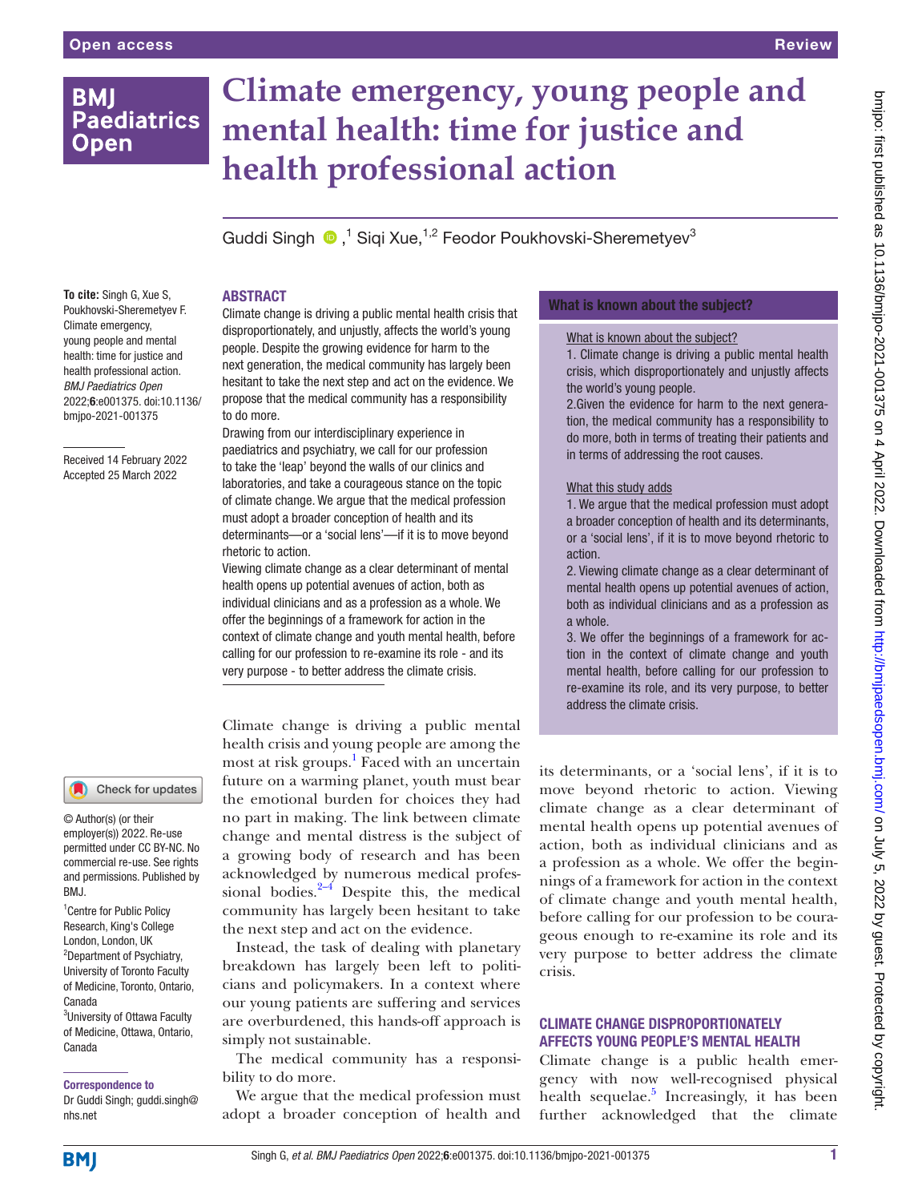# Climate emergency, young people and mental health: time for justice and health professional action

Guddi Singh [1], Siqi Xue [1,2], Feodor Poukhovski-Sheremetyev [3]

**To cite:** Singh G, Xue S, Poukhovski-Sheremetyev F. Climate emergency, young people and mental health: time for justice and health professional action. *BMJ Paediatrics Open* 2022;**6**:e001375. doi:10.1136/bmjpo-2021-001375

Received 14 February 2022
Accepted 25 March 2022

© Author(s) (or their employer(s)) 2022. Re-use permitted under CC BY-NC. No commercial re-use. See rights and permissions. Published by BMJ.

[1] Centre for Public Policy Research, King's College London, London, UK
[2] Department of Psychiatry, University of Toronto Faculty of Medicine, Toronto, Ontario, Canada
[3] University of Ottawa Faculty of Medicine, Ottawa, Ontario, Canada

**Correspondence to**
Dr Guddi Singh; guddi.singh@nhs.net

## ABSTRACT

Climate change is driving a public mental health crisis that disproportionately, and unjustly, affects the world's young people. Despite the growing evidence for harm to the next generation, the medical community has largely been hesitant to take the next step and act on the evidence. We propose that the medical community has a responsibility to do more.

Drawing from our interdisciplinary experience in paediatrics and psychiatry, we call for our profession to take the 'leap' beyond the walls of our clinics and laboratories, and take a courageous stance on the topic of climate change. We argue that the medical profession must adopt a broader conception of health and its determinants—or a 'social lens'—if it is to move beyond rhetoric to action.

Viewing climate change as a clear determinant of mental health opens up potential avenues of action, both as individual clinicians and as a profession as a whole. We offer the beginnings of a framework for action in the context of climate change and youth mental health, before calling for our profession to re-examine its role - and its very purpose - to better address the climate crisis.

### What is known about the subject?

What is known about the subject?

1. Climate change is driving a public mental health crisis, which disproportionately and unjustly affects the world's young people.
2. Given the evidence for harm to the next generation, the medical community has a responsibility to do more, both in terms of treating their patients and in terms of addressing the root causes.

What this study adds

1. We argue that the medical profession must adopt a broader conception of health and its determinants, or a 'social lens', if it is to move beyond rhetoric to action.
2. Viewing climate change as a clear determinant of mental health opens up potential avenues of action, both as individual clinicians and as a profession as a whole.
3. We offer the beginnings of a framework for action in the context of climate change and youth mental health, before calling for our profession to re-examine its role, and its very purpose, to better address the climate crisis.

Climate change is driving a public mental health crisis and young people are among the most at risk groups.[1] Faced with an uncertain future on a warming planet, youth must bear the emotional burden for choices they had no part in making. The link between climate change and mental distress is the subject of a growing body of research and has been acknowledged by numerous medical professional bodies.[2–4] Despite this, the medical community has largely been hesitant to take the next step and act on the evidence.

Instead, the task of dealing with planetary breakdown has largely been left to politicians and policymakers. In a context where our young patients are suffering and services are overburdened, this hands-off approach is simply not sustainable.

The medical community has a responsibility to do more.

We argue that the medical profession must adopt a broader conception of health and its determinants, or a 'social lens', if it is to move beyond rhetoric to action. Viewing climate change as a clear determinant of mental health opens up potential avenues of action, both as individual clinicians and as a profession as a whole. We offer the beginnings of a framework for action in the context of climate change and youth mental health, before calling for our profession to be courageous enough to re-examine its role and its very purpose to better address the climate crisis.

## CLIMATE CHANGE DISPROPORTIONATELY AFFECTS YOUNG PEOPLE'S MENTAL HEALTH

Climate change is a public health emergency with now well-recognised physical health sequelae.[5] Increasingly, it has been further acknowledged that the climate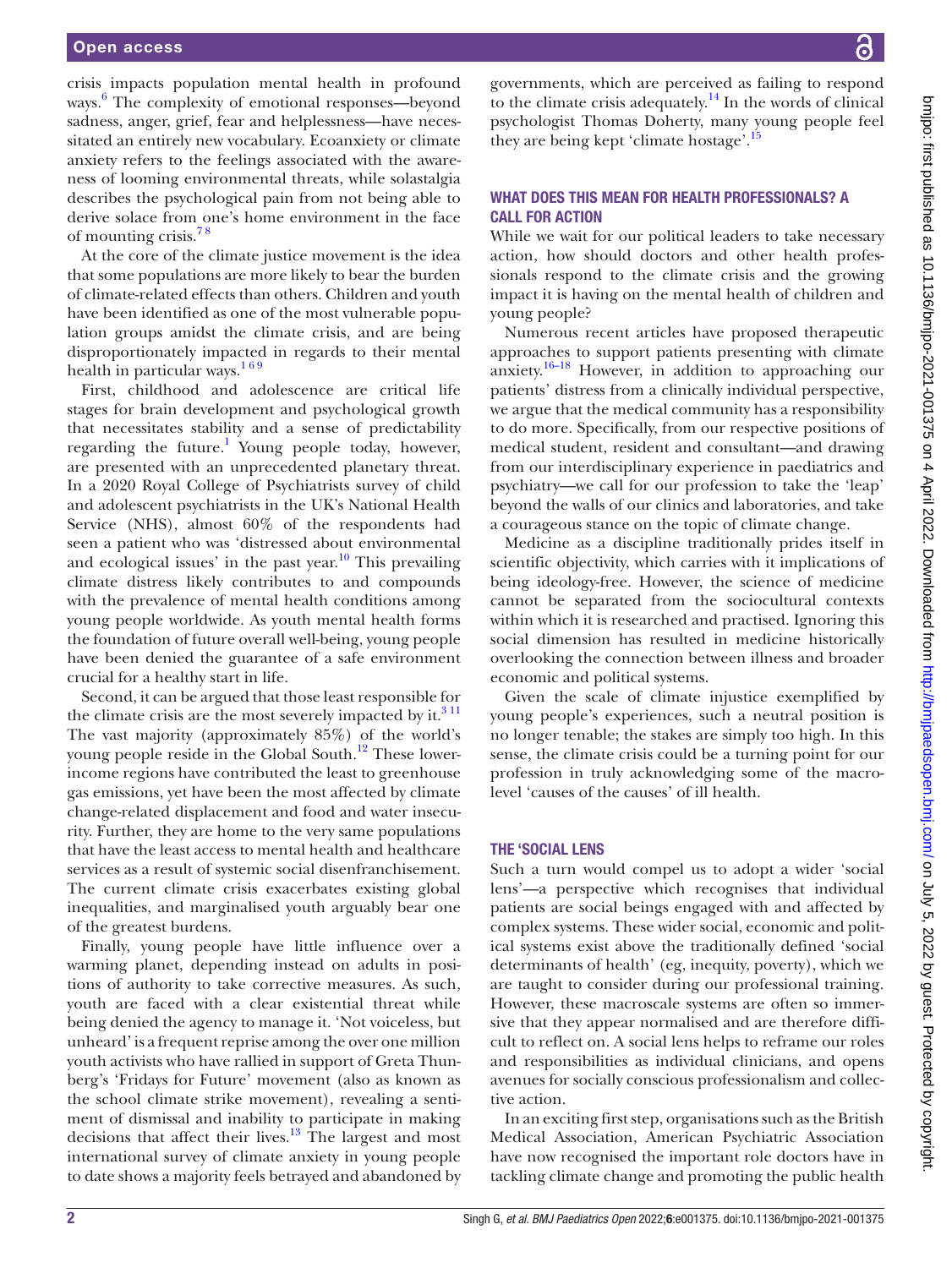crisis impacts population mental health in profound ways.[6] The complexity of emotional responses—beyond sadness, anger, grief, fear and helplessness—have necessitated an entirely new vocabulary. Ecoanxiety or climate anxiety refers to the feelings associated with the awareness of looming environmental threats, while solastalgia describes the psychological pain from not being able to derive solace from one's home environment in the face of mounting crisis.[7,8]

At the core of the climate justice movement is the idea that some populations are more likely to bear the burden of climate-related effects than others. Children and youth have been identified as one of the most vulnerable population groups amidst the climate crisis, and are being disproportionately impacted in regards to their mental health in particular ways.[1,6,9]

First, childhood and adolescence are critical life stages for brain development and psychological growth that necessitates stability and a sense of predictability regarding the future.[1] Young people today, however, are presented with an unprecedented planetary threat. In a 2020 Royal College of Psychiatrists survey of child and adolescent psychiatrists in the UK's National Health Service (NHS), almost 60% of the respondents had seen a patient who was 'distressed about environmental and ecological issues' in the past year.[10] This prevailing climate distress likely contributes to and compounds with the prevalence of mental health conditions among young people worldwide. As youth mental health forms the foundation of future overall well-being, young people have been denied the guarantee of a safe environment crucial for a healthy start in life.

Second, it can be argued that those least responsible for the climate crisis are the most severely impacted by it.[3,11] The vast majority (approximately 85%) of the world's young people reside in the Global South.[12] These lower-income regions have contributed the least to greenhouse gas emissions, yet have been the most affected by climate change-related displacement and food and water insecurity. Further, they are home to the very same populations that have the least access to mental health and healthcare services as a result of systemic social disenfranchisement. The current climate crisis exacerbates existing global inequalities, and marginalised youth arguably bear one of the greatest burdens.

Finally, young people have little influence over a warming planet, depending instead on adults in positions of authority to take corrective measures. As such, youth are faced with a clear existential threat while being denied the agency to manage it. 'Not voiceless, but unheard' is a frequent reprise among the over one million youth activists who have rallied in support of Greta Thunberg's 'Fridays for Future' movement (also as known as the school climate strike movement), revealing a sentiment of dismissal and inability to participate in making decisions that affect their lives.[13] The largest and most international survey of climate anxiety in young people to date shows a majority feels betrayed and abandoned by governments, which are perceived as failing to respond to the climate crisis adequately.[14] In the words of clinical psychologist Thomas Doherty, many young people feel they are being kept 'climate hostage'.[15]

## WHAT DOES THIS MEAN FOR HEALTH PROFESSIONALS? A CALL FOR ACTION

While we wait for our political leaders to take necessary action, how should doctors and other health professionals respond to the climate crisis and the growing impact it is having on the mental health of children and young people?

Numerous recent articles have proposed therapeutic approaches to support patients presenting with climate anxiety.[16–18] However, in addition to approaching our patients' distress from a clinically individual perspective, we argue that the medical community has a responsibility to do more. Specifically, from our respective positions of medical student, resident and consultant—and drawing from our interdisciplinary experience in paediatrics and psychiatry—we call for our profession to take the 'leap' beyond the walls of our clinics and laboratories, and take a courageous stance on the topic of climate change.

Medicine as a discipline traditionally prides itself in scientific objectivity, which carries with it implications of being ideology-free. However, the science of medicine cannot be separated from the sociocultural contexts within which it is researched and practised. Ignoring this social dimension has resulted in medicine historically overlooking the connection between illness and broader economic and political systems.

Given the scale of climate injustice exemplified by young people's experiences, such a neutral position is no longer tenable; the stakes are simply too high. In this sense, the climate crisis could be a turning point for our profession in truly acknowledging some of the macro-level 'causes of the causes' of ill health.

## THE 'SOCIAL LENS

Such a turn would compel us to adopt a wider 'social lens'—a perspective which recognises that individual patients are social beings engaged with and affected by complex systems. These wider social, economic and political systems exist above the traditionally defined 'social determinants of health' (eg, inequity, poverty), which we are taught to consider during our professional training. However, these macroscale systems are often so immersive that they appear normalised and are therefore difficult to reflect on. A social lens helps to reframe our roles and responsibilities as individual clinicians, and opens avenues for socially conscious professionalism and collective action.

In an exciting first step, organisations such as the British Medical Association, American Psychiatric Association have now recognised the important role doctors have in tackling climate change and promoting the public health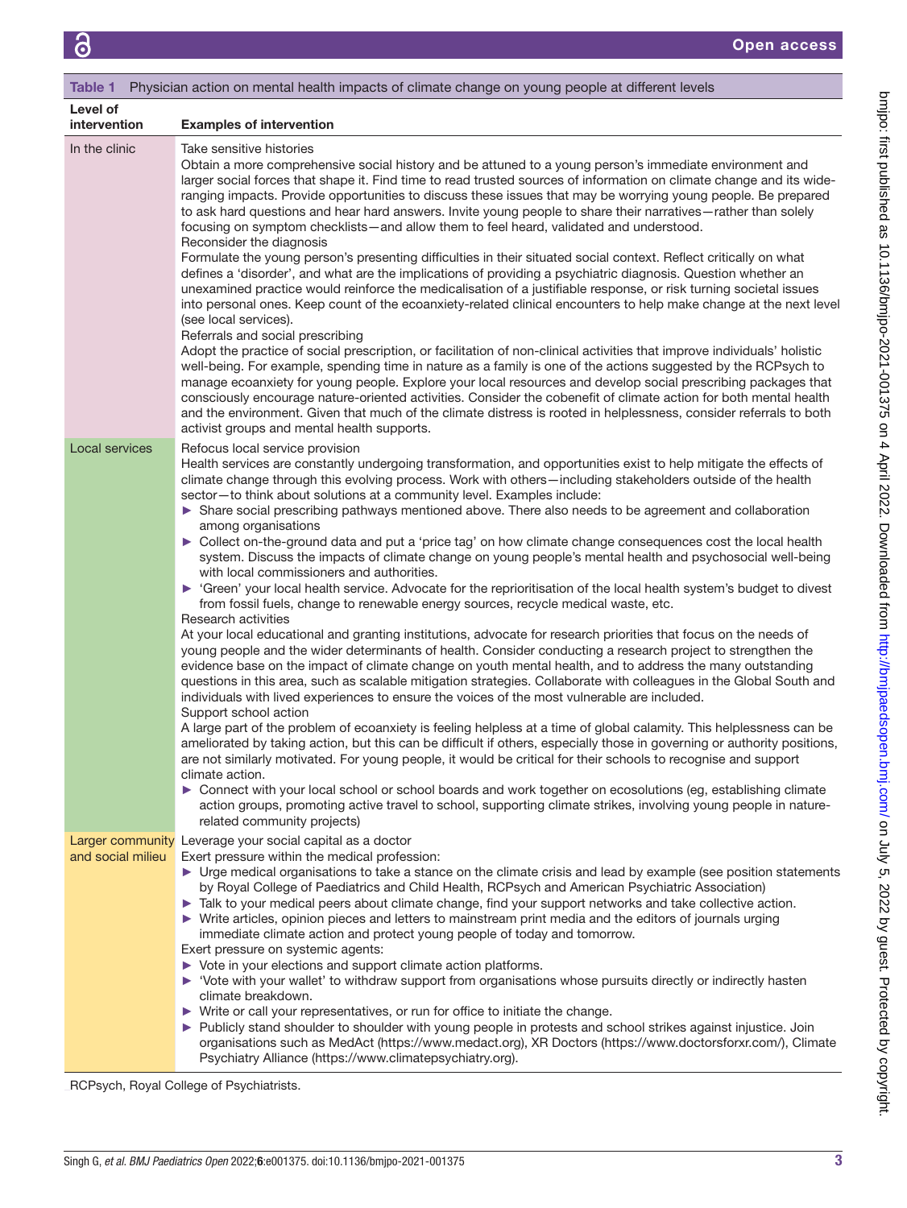**Table 1** Physician action on mental health impacts of climate change on young people at different levels

| Level of intervention | Examples of intervention |
|---|---|
| In the clinic | Take sensitive histories<br>Obtain a more comprehensive social history and be attuned to a young person's immediate environment and larger social forces that shape it. Find time to read trusted sources of information on climate change and its wide-ranging impacts. Provide opportunities to discuss these issues that may be worrying young people. Be prepared to ask hard questions and hear hard answers. Invite young people to share their narratives—rather than solely focusing on symptom checklists—and allow them to feel heard, validated and understood.<br>Reconsider the diagnosis<br>Formulate the young person's presenting difficulties in their situated social context. Reflect critically on what defines a 'disorder', and what are the implications of providing a psychiatric diagnosis. Question whether an unexamined practice would reinforce the medicalisation of a justifiable response, or risk turning societal issues into personal ones. Keep count of the ecoanxiety-related clinical encounters to help make change at the next level (see local services).<br>Referrals and social prescribing<br>Adopt the practice of social prescription, or facilitation of non-clinical activities that improve individuals' holistic well-being. For example, spending time in nature as a family is one of the actions suggested by the RCPsych to manage ecoanxiety for young people. Explore your local resources and develop social prescribing packages that consciously encourage nature-oriented activities. Consider the cobenefit of climate action for both mental health and the environment. Given that much of the climate distress is rooted in helplessness, consider referrals to both activist groups and mental health supports. |
| Local services | Refocus local service provision<br>Health services are constantly undergoing transformation, and opportunities exist to help mitigate the effects of climate change through this evolving process. Work with others—including stakeholders outside of the health sector—to think about solutions at a community level. Examples include:<br>► Share social prescribing pathways mentioned above. There also needs to be agreement and collaboration among organisations<br>► Collect on-the-ground data and put a 'price tag' on how climate change consequences cost the local health system. Discuss the impacts of climate change on young people's mental health and psychosocial well-being with local commissioners and authorities.<br>► 'Green' your local health service. Advocate for the reprioritisation of the local health system's budget to divest from fossil fuels, change to renewable energy sources, recycle medical waste, etc.<br>Research activities<br>At your local educational and granting institutions, advocate for research priorities that focus on the needs of young people and the wider determinants of health. Consider conducting a research project to strengthen the evidence base on the impact of climate change on youth mental health, and to address the many outstanding questions in this area, such as scalable mitigation strategies. Collaborate with colleagues in the Global South and individuals with lived experiences to ensure the voices of the most vulnerable are included.<br>Support school action<br>A large part of the problem of ecoanxiety is feeling helpless at a time of global calamity. This helplessness can be ameliorated by taking action, but this can be difficult if others, especially those in governing or authority positions, are not similarly motivated. For young people, it would be critical for their schools to recognise and support climate action.<br>► Connect with your local school or school boards and work together on ecosolutions (eg, establishing climate action groups, promoting active travel to school, supporting climate strikes, involving young people in nature-related community projects) |
| Larger community and social milieu | Leverage your social capital as a doctor<br>Exert pressure within the medical profession:<br>► Urge medical organisations to take a stance on the climate crisis and lead by example (see position statements by Royal College of Paediatrics and Child Health, RCPsych and American Psychiatric Association)<br>► Talk to your medical peers about climate change, find your support networks and take collective action.<br>► Write articles, opinion pieces and letters to mainstream print media and the editors of journals urging immediate climate action and protect young people of today and tomorrow.<br>Exert pressure on systemic agents:<br>► Vote in your elections and support climate action platforms.<br>► 'Vote with your wallet' to withdraw support from organisations whose pursuits directly or indirectly hasten climate breakdown.<br>► Write or call your representatives, or run for office to initiate the change.<br>► Publicly stand shoulder to shoulder with young people in protests and school strikes against injustice. Join organisations such as MedAct (https://www.medact.org), XR Doctors (https://www.doctorsforxr.com/), Climate Psychiatry Alliance (https://www.climatepsychiatry.org). |

RCPsych, Royal College of Psychiatrists.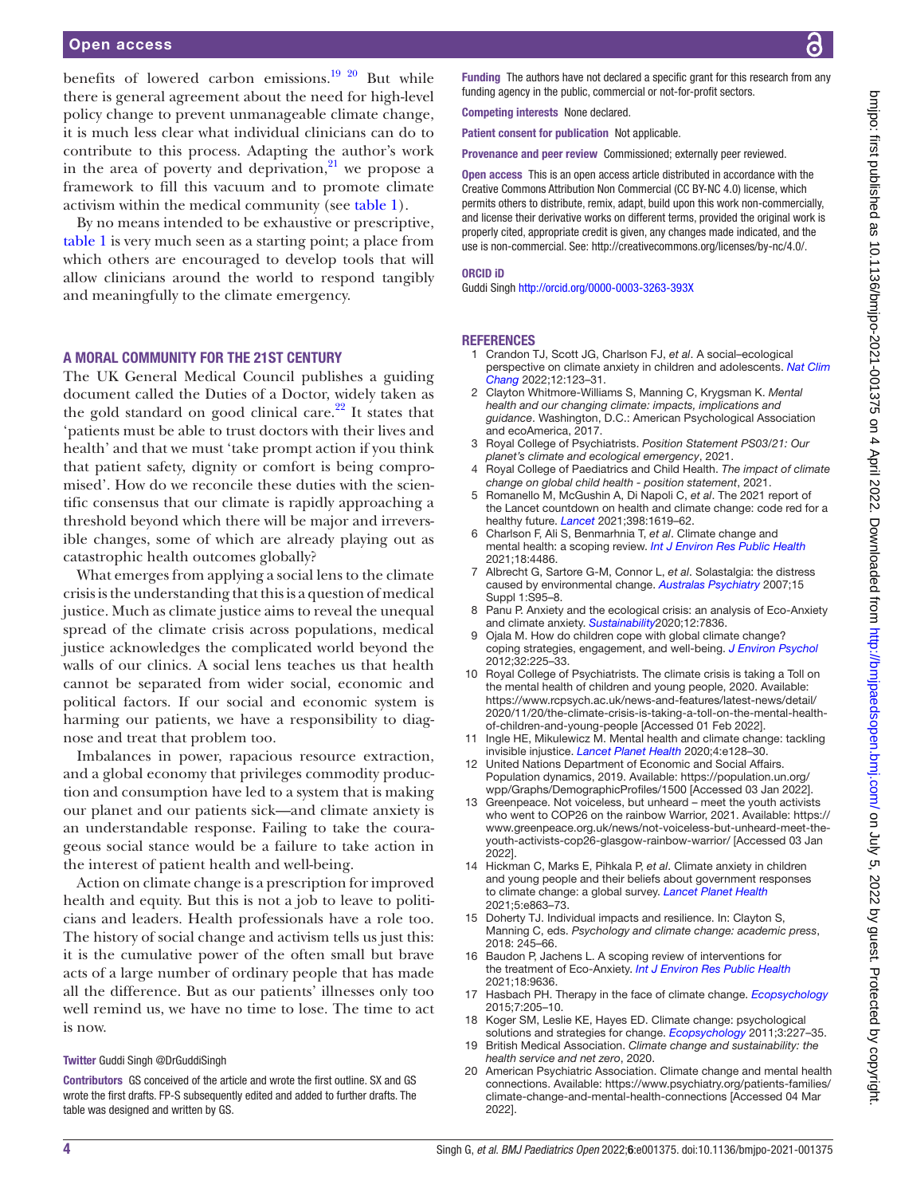benefits of lowered carbon emissions.[19 20] But while there is general agreement about the need for high-level policy change to prevent unmanageable climate change, it is much less clear what individual clinicians can do to contribute to this process. Adapting the author's work in the area of poverty and deprivation,[21] we propose a framework to fill this vacuum and to promote climate activism within the medical community (see table 1).

By no means intended to be exhaustive or prescriptive, table 1 is very much seen as a starting point; a place from which others are encouraged to develop tools that will allow clinicians around the world to respond tangibly and meaningfully to the climate emergency.

## A MORAL COMMUNITY FOR THE 21ST CENTURY

The UK General Medical Council publishes a guiding document called the Duties of a Doctor, widely taken as the gold standard on good clinical care.[22] It states that 'patients must be able to trust doctors with their lives and health' and that we must 'take prompt action if you think that patient safety, dignity or comfort is being compromised'. How do we reconcile these duties with the scientific consensus that our climate is rapidly approaching a threshold beyond which there will be major and irreversible changes, some of which are already playing out as catastrophic health outcomes globally?

What emerges from applying a social lens to the climate crisis is the understanding that this is a question of medical justice. Much as climate justice aims to reveal the unequal spread of the climate crisis across populations, medical justice acknowledges the complicated world beyond the walls of our clinics. A social lens teaches us that health cannot be separated from wider social, economic and political factors. If our social and economic system is harming our patients, we have a responsibility to diagnose and treat that problem too.

Imbalances in power, rapacious resource extraction, and a global economy that privileges commodity production and consumption have led to a system that is making our planet and our patients sick—and climate anxiety is an understandable response. Failing to take the courageous social stance would be a failure to take action in the interest of patient health and well-being.

Action on climate change is a prescription for improved health and equity. But this is not a job to leave to politicians and leaders. Health professionals have a role too. The history of social change and activism tells us just this: it is the cumulative power of the often small but brave acts of a large number of ordinary people that has made all the difference. But as our patients' illnesses only too well remind us, we have no time to lose. The time to act is now.

**Twitter** Guddi Singh @DrGuddiSingh

**Contributors** GS conceived of the article and wrote the first outline. SX and GS wrote the first drafts. FP-S subsequently edited and added to further drafts. The table was designed and written by GS.

**Funding** The authors have not declared a specific grant for this research from any funding agency in the public, commercial or not-for-profit sectors.

**Competing interests** None declared.

**Patient consent for publication** Not applicable.

**Provenance and peer review** Commissioned; externally peer reviewed.

**Open access** This is an open access article distributed in accordance with the Creative Commons Attribution Non Commercial (CC BY-NC 4.0) license, which permits others to distribute, remix, adapt, build upon this work non-commercially, and license their derivative works on different terms, provided the original work is properly cited, appropriate credit is given, any changes made indicated, and the use is non-commercial. See: http://creativecommons.org/licenses/by-nc/4.0/.

**ORCID iD**

Guddi Singh http://orcid.org/0000-0003-3263-393X

## REFERENCES

1. Crandon TJ, Scott JG, Charlson FJ, *et al*. A social–ecological perspective on climate anxiety in children and adolescents. *Nat Clim Chang* 2022;12:123–31.
2. Clayton Whitmore-Williams S, Manning C, Krygsman K. *Mental health and our changing climate: impacts, implications and guidance*. Washington, D.C.: American Psychological Association and ecoAmerica, 2017.
3. Royal College of Psychiatrists. *Position Statement PS03/21: Our planet's climate and ecological emergency*, 2021.
4. Royal College of Paediatrics and Child Health. *The impact of climate change on global child health - position statement*, 2021.
5. Romanello M, McGushin A, Di Napoli C, *et al*. The 2021 report of the Lancet countdown on health and climate change: code red for a healthy future. *Lancet* 2021;398:1619–62.
6. Charlson F, Ali S, Benmarhnia T, *et al*. Climate change and mental health: a scoping review. *Int J Environ Res Public Health* 2021;18:4486.
7. Albrecht G, Sartore G-M, Connor L, *et al*. Solastalgia: the distress caused by environmental change. *Australas Psychiatry* 2007;15 Suppl 1:S95–8.
8. Panu P. Anxiety and the ecological crisis: an analysis of Eco-Anxiety and climate anxiety. *Sustainability*2020;12:7836.
9. Ojala M. How do children cope with global climate change? coping strategies, engagement, and well-being. *J Environ Psychol* 2012;32:225–33.
10. Royal College of Psychiatrists. The climate crisis is taking a Toll on the mental health of children and young people, 2020. Available: https://www.rcpsych.ac.uk/news-and-features/latest-news/detail/2020/11/20/the-climate-crisis-is-taking-a-toll-on-the-mental-health-of-children-and-young-people [Accessed 01 Feb 2022].
11. Ingle HE, Mikulewicz M. Mental health and climate change: tackling invisible injustice. *Lancet Planet Health* 2020;4:e128–30.
12. United Nations Department of Economic and Social Affairs. Population dynamics, 2019. Available: https://population.un.org/wpp/Graphs/DemographicProfiles/1500 [Accessed 03 Jan 2022].
13. Greenpeace. Not voiceless, but unheard – meet the youth activists who went to COP26 on the rainbow Warrior, 2021. Available: https://www.greenpeace.org.uk/news/not-voiceless-but-unheard-meet-the-youth-activists-cop26-glasgow-rainbow-warrior/ [Accessed 03 Jan 2022].
14. Hickman C, Marks E, Pihkala P, *et al*. Climate anxiety in children and young people and their beliefs about government responses to climate change: a global survey. *Lancet Planet Health* 2021;5:e863–73.
15. Doherty TJ. Individual impacts and resilience. In: Clayton S, Manning C, eds. *Psychology and climate change: academic press*, 2018: 245–66.
16. Baudon P, Jachens L. A scoping review of interventions for the treatment of Eco-Anxiety. *Int J Environ Res Public Health* 2021;18:9636.
17. Hasbach PH. Therapy in the face of climate change. *Ecopsychology* 2015;7:205–10.
18. Koger SM, Leslie KE, Hayes ED. Climate change: psychological solutions and strategies for change. *Ecopsychology* 2011;3:227–35.
19. British Medical Association. *Climate change and sustainability: the health service and net zero*, 2020.
20. American Psychiatric Association. Climate change and mental health connections. Available: https://www.psychiatry.org/patients-families/climate-change-and-mental-health-connections [Accessed 04 Mar 2022].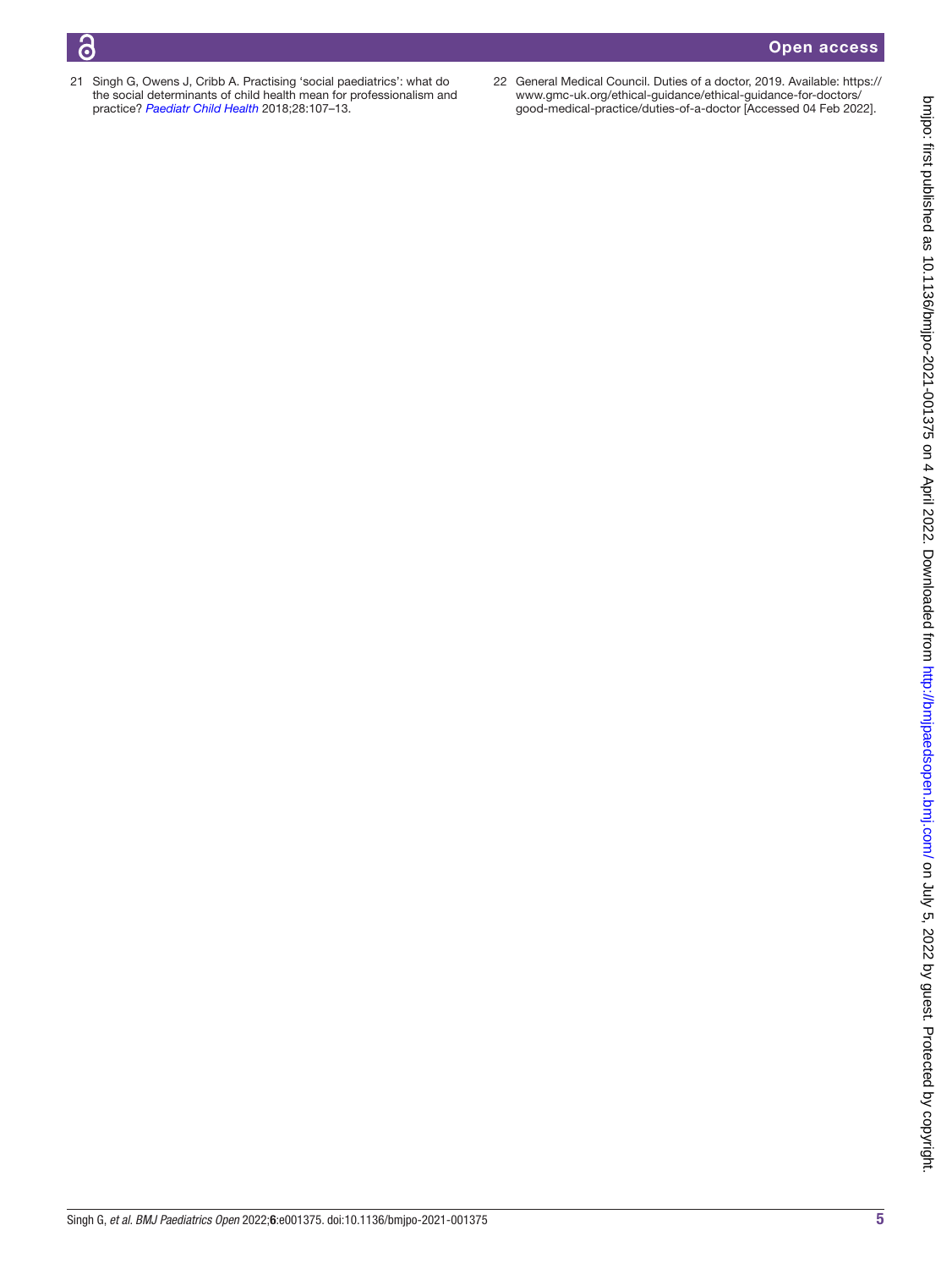21 Singh G, Owens J, Cribb A. Practising 'social paediatrics': what do the social determinants of child health mean for professionalism and practice? *Paediatr Child Health* 2018;28:107–13.

22 General Medical Council. Duties of a doctor, 2019. Available: https://www.gmc-uk.org/ethical-guidance/ethical-guidance-for-doctors/good-medical-practice/duties-of-a-doctor [Accessed 04 Feb 2022].